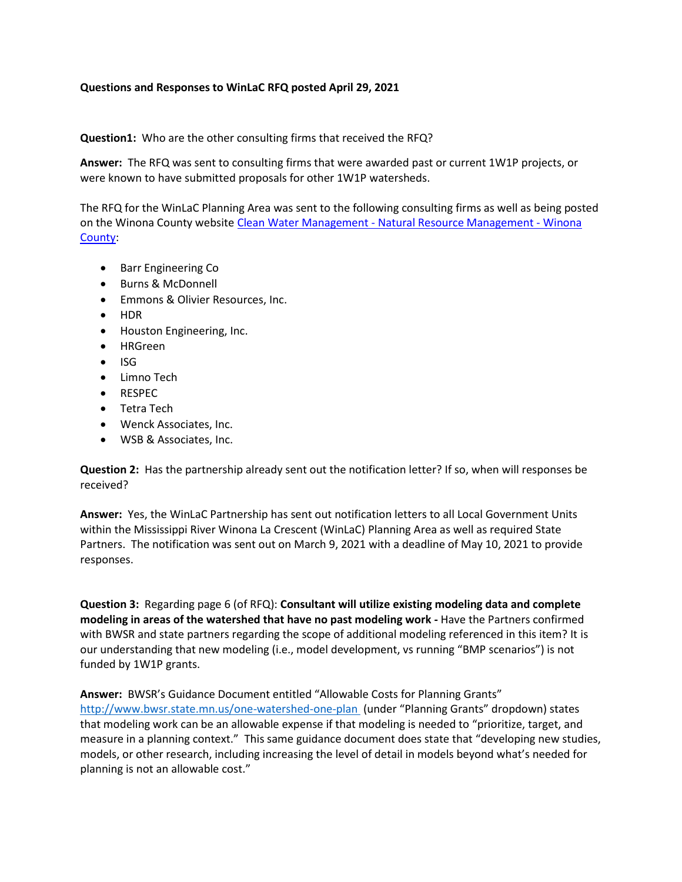**Questions and Responses to WinLaC RFQ posted April 29, 2021**

**Question1:** Who are the other consulting firms that received the RFQ?

**Answer:** The RFQ was sent to consulting firms that were awarded past or current 1W1P projects, or were known to have submitted proposals for other 1W1P watersheds.

The RFQ for the WinLaC Planning Area was sent to the following consulting firms as well as being posted on the Winona County website [Clean Water Management - Natural Resource Management - Winona County](#):

- Barr Engineering Co
- Burns & McDonnell
- Emmons & Olivier Resources, Inc.
- HDR
- Houston Engineering, Inc.
- HRGreen
- ISG
- Limno Tech
- RESPEC
- Tetra Tech
- Wenck Associates, Inc.
- WSB & Associates, Inc.

**Question 2:** Has the partnership already sent out the notification letter? If so, when will responses be received?

**Answer:** Yes, the WinLaC Partnership has sent out notification letters to all Local Government Units within the Mississippi River Winona La Crescent (WinLaC) Planning Area as well as required State Partners. The notification was sent out on March 9, 2021 with a deadline of May 10, 2021 to provide responses.

**Question 3:** Regarding page 6 (of RFQ): **Consultant will utilize existing modeling data and complete modeling in areas of the watershed that have no past modeling work -** Have the Partners confirmed with BWSR and state partners regarding the scope of additional modeling referenced in this item? It is our understanding that new modeling (i.e., model development, vs running "BMP scenarios") is not funded by 1W1P grants.

**Answer:** BWSR's Guidance Document entitled "Allowable Costs for Planning Grants" http://www.bwsr.state.mn.us/one-watershed-one-plan (under "Planning Grants" dropdown) states that modeling work can be an allowable expense if that modeling is needed to "prioritize, target, and measure in a planning context." This same guidance document does state that "developing new studies, models, or other research, including increasing the level of detail in models beyond what's needed for planning is not an allowable cost."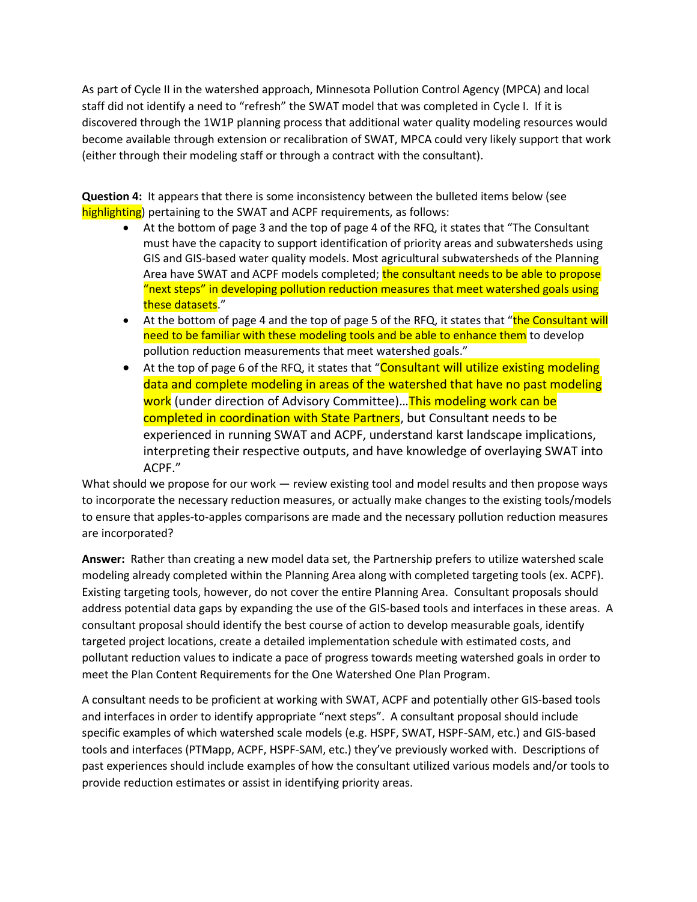As part of Cycle II in the watershed approach, Minnesota Pollution Control Agency (MPCA) and local staff did not identify a need to "refresh" the SWAT model that was completed in Cycle I. If it is discovered through the 1W1P planning process that additional water quality modeling resources would become available through extension or recalibration of SWAT, MPCA could very likely support that work (either through their modeling staff or through a contract with the consultant).

**Question 4:** It appears that there is some inconsistency between the bulleted items below (see highlighting) pertaining to the SWAT and ACPF requirements, as follows:

- At the bottom of page 3 and the top of page 4 of the RFQ, it states that "The Consultant must have the capacity to support identification of priority areas and subwatersheds using GIS and GIS-based water quality models. Most agricultural subwatersheds of the Planning Area have SWAT and ACPF models completed; the consultant needs to be able to propose "next steps" in developing pollution reduction measures that meet watershed goals using these datasets."
- At the bottom of page 4 and the top of page 5 of the RFQ, it states that "the Consultant will need to be familiar with these modeling tools and be able to enhance them to develop pollution reduction measurements that meet watershed goals."
- At the top of page 6 of the RFQ, it states that "Consultant will utilize existing modeling data and complete modeling in areas of the watershed that have no past modeling work (under direction of Advisory Committee)…This modeling work can be completed in coordination with State Partners, but Consultant needs to be experienced in running SWAT and ACPF, understand karst landscape implications, interpreting their respective outputs, and have knowledge of overlaying SWAT into ACPF."

What should we propose for our work — review existing tool and model results and then propose ways to incorporate the necessary reduction measures, or actually make changes to the existing tools/models to ensure that apples-to-apples comparisons are made and the necessary pollution reduction measures are incorporated?

**Answer:** Rather than creating a new model data set, the Partnership prefers to utilize watershed scale modeling already completed within the Planning Area along with completed targeting tools (ex. ACPF). Existing targeting tools, however, do not cover the entire Planning Area. Consultant proposals should address potential data gaps by expanding the use of the GIS-based tools and interfaces in these areas. A consultant proposal should identify the best course of action to develop measurable goals, identify targeted project locations, create a detailed implementation schedule with estimated costs, and pollutant reduction values to indicate a pace of progress towards meeting watershed goals in order to meet the Plan Content Requirements for the One Watershed One Plan Program.

A consultant needs to be proficient at working with SWAT, ACPF and potentially other GIS-based tools and interfaces in order to identify appropriate "next steps". A consultant proposal should include specific examples of which watershed scale models (e.g. HSPF, SWAT, HSPF-SAM, etc.) and GIS-based tools and interfaces (PTMapp, ACPF, HSPF-SAM, etc.) they've previously worked with. Descriptions of past experiences should include examples of how the consultant utilized various models and/or tools to provide reduction estimates or assist in identifying priority areas.